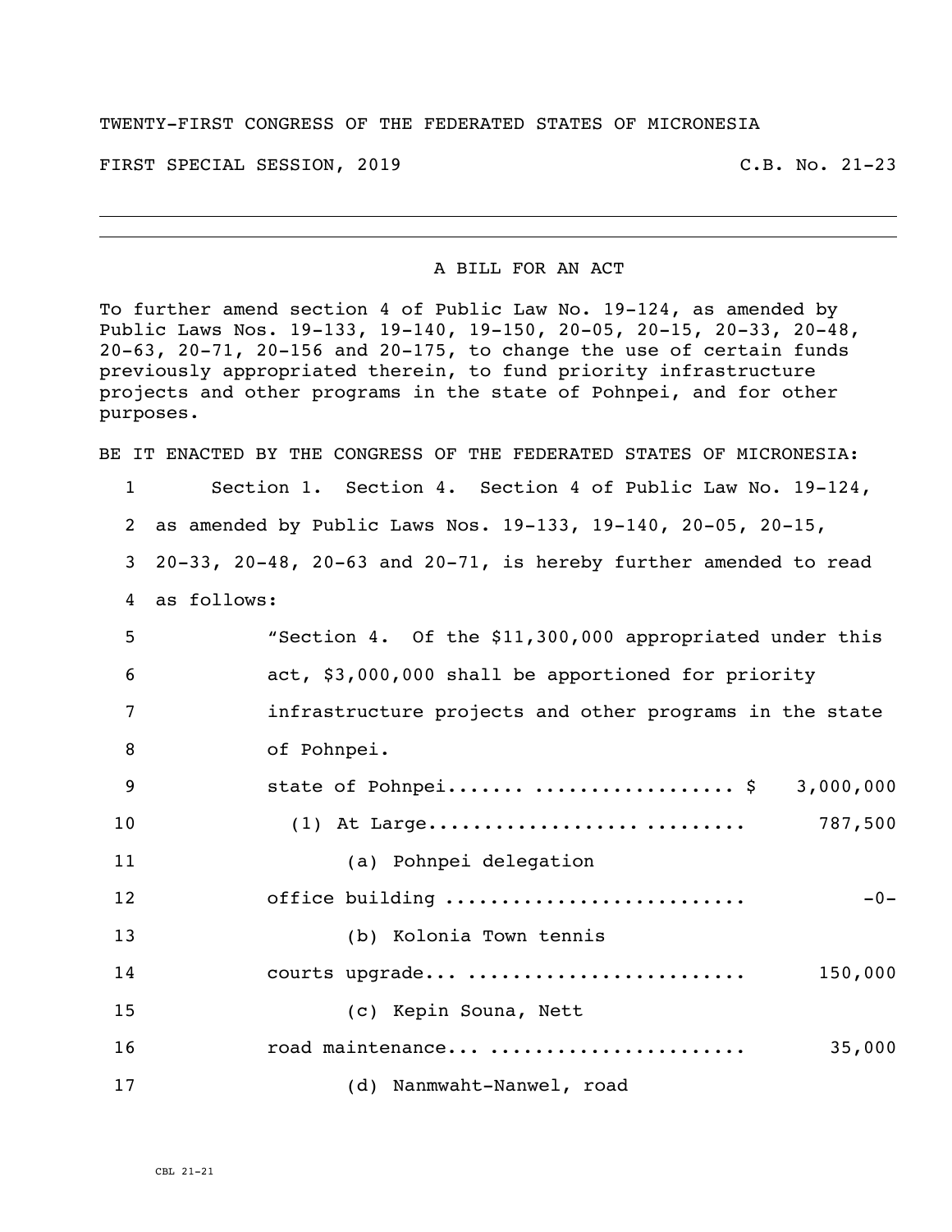TWENTY-FIRST CONGRESS OF THE FEDERATED STATES OF MICRONESIA

FIRST SPECIAL SESSION, 2019 C.B. No. 21-23

---

A BILL FOR AN ACT

To further amend section 4 of Public Law No. 19-124, as amended by Public Laws Nos. 19-133, 19-140, 19-150, 20-05, 20-15, 20-33, 20-48, 20-63, 20-71, 20-156 and 20-175, to change the use of certain funds previously appropriated therein, to fund priority infrastructure projects and other programs in the state of Pohnpei, and for other purposes.

BE IT ENACTED BY THE CONGRESS OF THE FEDERATED STATES OF MICRONESIA:

1 Section 1. Section 4. Section 4 of Public Law No. 19-124,
2 as amended by Public Laws Nos. 19-133, 19-140, 20-05, 20-15,
3 20-33, 20-48, 20-63 and 20-71, is hereby further amended to read
4 as follows:

5 "Section 4. Of the $11,300,000 appropriated under this
6 act, $3,000,000 shall be apportioned for priority
7 infrastructure projects and other programs in the state
8 of Pohnpei.

9 state of Pohnpei....... ................. $ 3,000,000
10 (1) At Large............................ ......... 787,500
11 (a) Pohnpei delegation
12 office building .......................... -0-
13 (b) Kolonia Town tennis
14 courts upgrade... ........................ 150,000
15 (c) Kepin Souna, Nett
16 road maintenance... ...................... 35,000
17 (d) Nanmwaht-Nanwel, road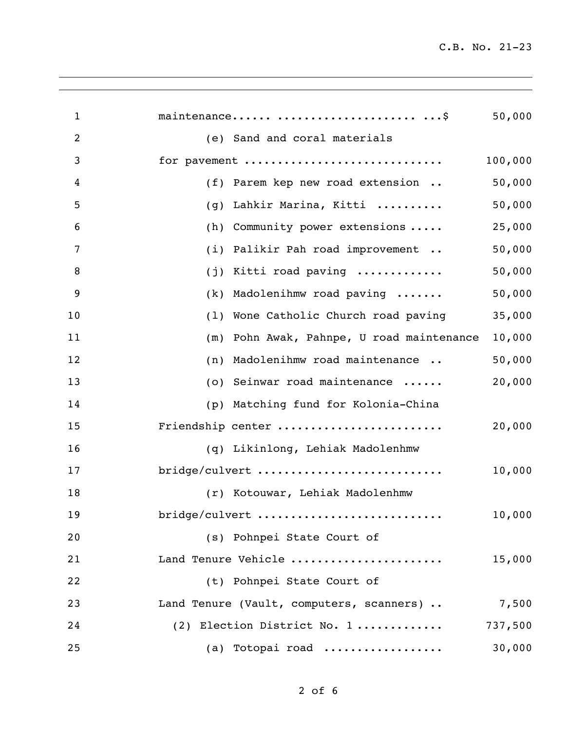maintenance...... ..................... ...$ 50,000

(e) Sand and coral materials for pavement ............................ 100,000

(f) Parem kep new road extension .. 50,000

(g) Lahkir Marina, Kitti .......... 50,000

(h) Community power extensions ..... 25,000

(i) Palikir Pah road improvement .. 50,000

(j) Kitti road paving ............ 50,000

(k) Madolenihmw road paving ....... 50,000

(l) Wone Catholic Church road paving 35,000

(m) Pohn Awak, Pahnpe, U road maintenance 10,000

(n) Madolenihmw road maintenance .. 50,000

(o) Seinwar road maintenance ...... 20,000

(p) Matching fund for Kolonia-China Friendship center ........................ 20,000

(q) Likinlong, Lehiak Madolenhmw bridge/culvert ........................... 10,000

(r) Kotouwar, Lehiak Madolenhmw bridge/culvert ........................... 10,000

(s) Pohnpei State Court of Land Tenure Vehicle ...................... 15,000

(t) Pohnpei State Court of Land Tenure (Vault, computers, scanners) .. 7,500

(2) Election District No. 1 ............ 737,500

(a) Totopai road ................. 30,000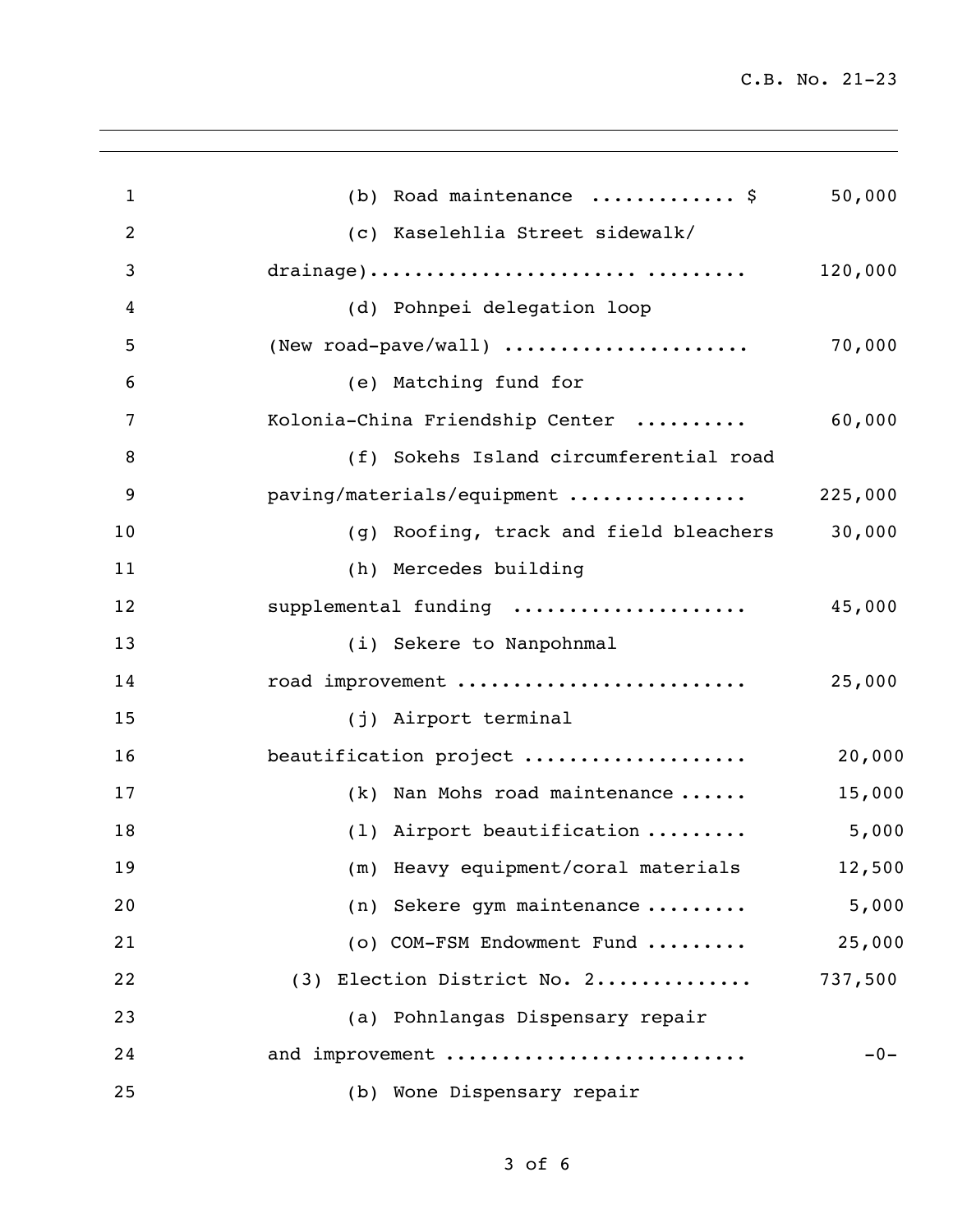(b) Road maintenance ............ $ 50,000

(c) Kaselehlia Street sidewalk/ drainage)..................... ......... 120,000

(d) Pohnpei delegation loop (New road-pave/wall) ..................... 70,000

(e) Matching fund for Kolonia-China Friendship Center .......... 60,000

(f) Sokehs Island circumferential road paving/materials/equipment ............... 225,000

(g) Roofing, track and field bleachers 30,000

(h) Mercedes building supplemental funding .................... 45,000

(i) Sekere to Nanpohnmal road improvement ......................... 25,000

(j) Airport terminal beautification project ................... 20,000

(k) Nan Mohs road maintenance ...... 15,000

(l) Airport beautification ......... 5,000

(m) Heavy equipment/coral materials 12,500

(n) Sekere gym maintenance ......... 5,000

(o) COM-FSM Endowment Fund ......... 25,000

(3) Election District No. 2............. 737,500

(a) Pohnlangas Dispensary repair and improvement .......................... -0-

(b) Wone Dispensary repair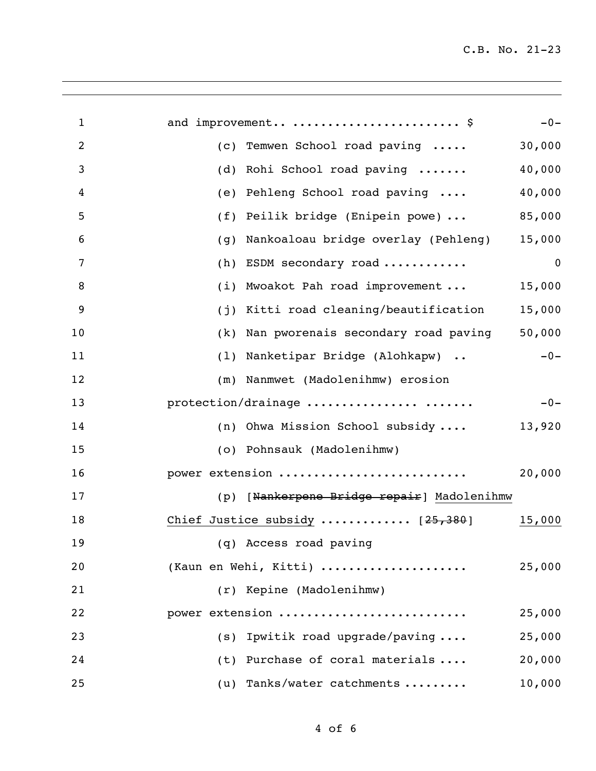1 and improvement.. ....................... $ -0-

2 (c) Temwen School road paving ..... 30,000

3 (d) Rohi School road paving ....... 40,000

4 (e) Pehleng School road paving .... 40,000

5 (f) Peilik bridge (Enipein powe) ... 85,000

6 (g) Nankoaloau bridge overlay (Pehleng) 15,000

7 (h) ESDM secondary road ........... 0

8 (i) Mwoakot Pah road improvement ... 15,000

9 (j) Kitti road cleaning/beautification 15,000

10 (k) Nan pworenais secondary road paving 50,000

11 (l) Nanketipar Bridge (Alohkapw) .. -0-

12 (m) Nanmwet (Madolenihmw) erosion

13 protection/drainage ............... ....... -0-

14 (n) Ohwa Mission School subsidy .... 13,920

15 (o) Pohnsauk (Madolenihmw)

16 power extension .......................... 20,000

17 (p) [~~Nankerpene Bridge repair~~] <u>Madolenihmw</u>

18 <u>Chief Justice subsidy</u> ............ [~~25,380~~] <u>15,000</u>

19 (q) Access road paving

20 (Kaun en Wehi, Kitti) .................... 25,000

21 (r) Kepine (Madolenihmw)

22 power extension .......................... 25,000

23 (s) Ipwitik road upgrade/paving .... 25,000

24 (t) Purchase of coral materials .... 20,000

25 (u) Tanks/water catchments ......... 10,000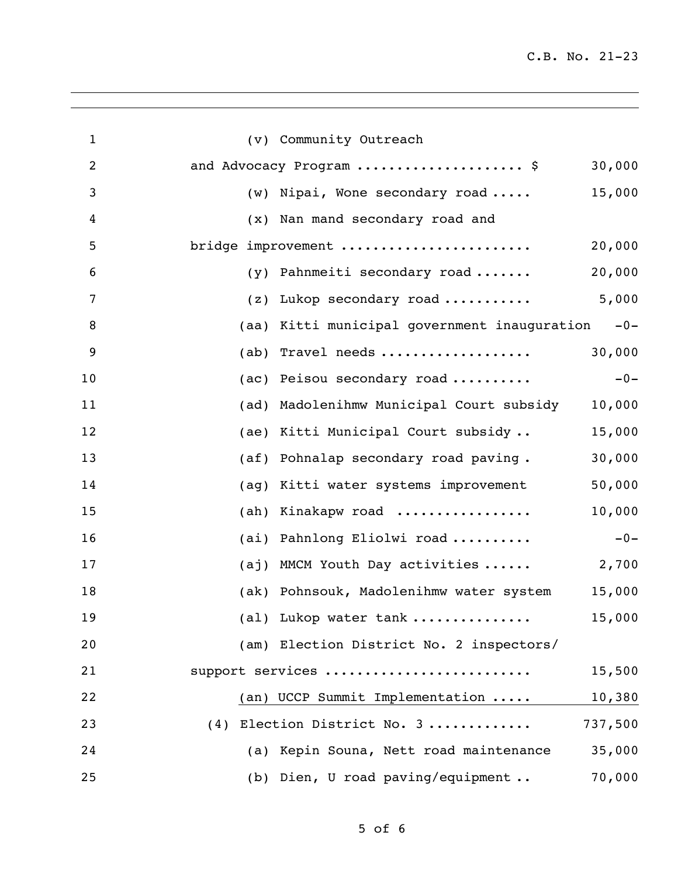(v) Community Outreach and Advocacy Program .................... $ 30,000

(w) Nipai, Wone secondary road ..... 15,000

(x) Nan mand secondary road and bridge improvement ....................... 20,000

(y) Pahnmeiti secondary road ....... 20,000

(z) Lukop secondary road ........... 5,000

(aa) Kitti municipal government inauguration -0-

(ab) Travel needs .................. 30,000

(ac) Peisou secondary road .......... -0-

(ad) Madolenihmw Municipal Court subsidy 10,000

(ae) Kitti Municipal Court subsidy .. 15,000

(af) Pohnalap secondary road paving . 30,000

(ag) Kitti water systems improvement 50,000

(ah) Kinakapw road ................ 10,000

(ai) Pahnlong Eliolwi road .......... -0-

(aj) MMCM Youth Day activities ...... 2,700

(ak) Pohnsouk, Madolenihmw water system 15,000

(al) Lukop water tank .............. 15,000

(am) Election District No. 2 inspectors/ support services ......................... 15,500

(an) UCCP Summit Implementation ..... 10,380

(4) Election District No. 3 ............ 737,500

(a) Kepin Souna, Nett road maintenance 35,000

(b) Dien, U road paving/equipment .. 70,000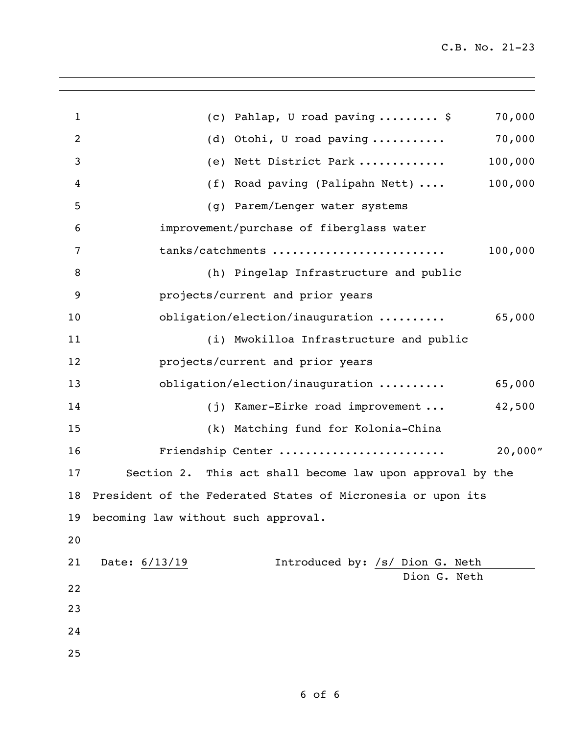(c) Pahlap, U road paving ......... $ 70,000

(d) Otohi, U road paving ........... 70,000

(e) Nett District Park ............. 100,000

(f) Road paving (Palipahn Nett) .... 100,000

(g) Parem/Lenger water systems improvement/purchase of fiberglass water tanks/catchments ......................... 100,000

(h) Pingelap Infrastructure and public projects/current and prior years obligation/election/inauguration .......... 65,000

(i) Mwokilloa Infrastructure and public projects/current and prior years obligation/election/inauguration .......... 65,000

(j) Kamer-Eirke road improvement ... 42,500

(k) Matching fund for Kolonia-China Friendship Center ........................ 20,000"

Section 2. This act shall become law upon approval by the President of the Federated States of Micronesia or upon its becoming law without such approval.

Date: 6/13/19

Introduced by: /s/ Dion G. Neth
Dion G. Neth